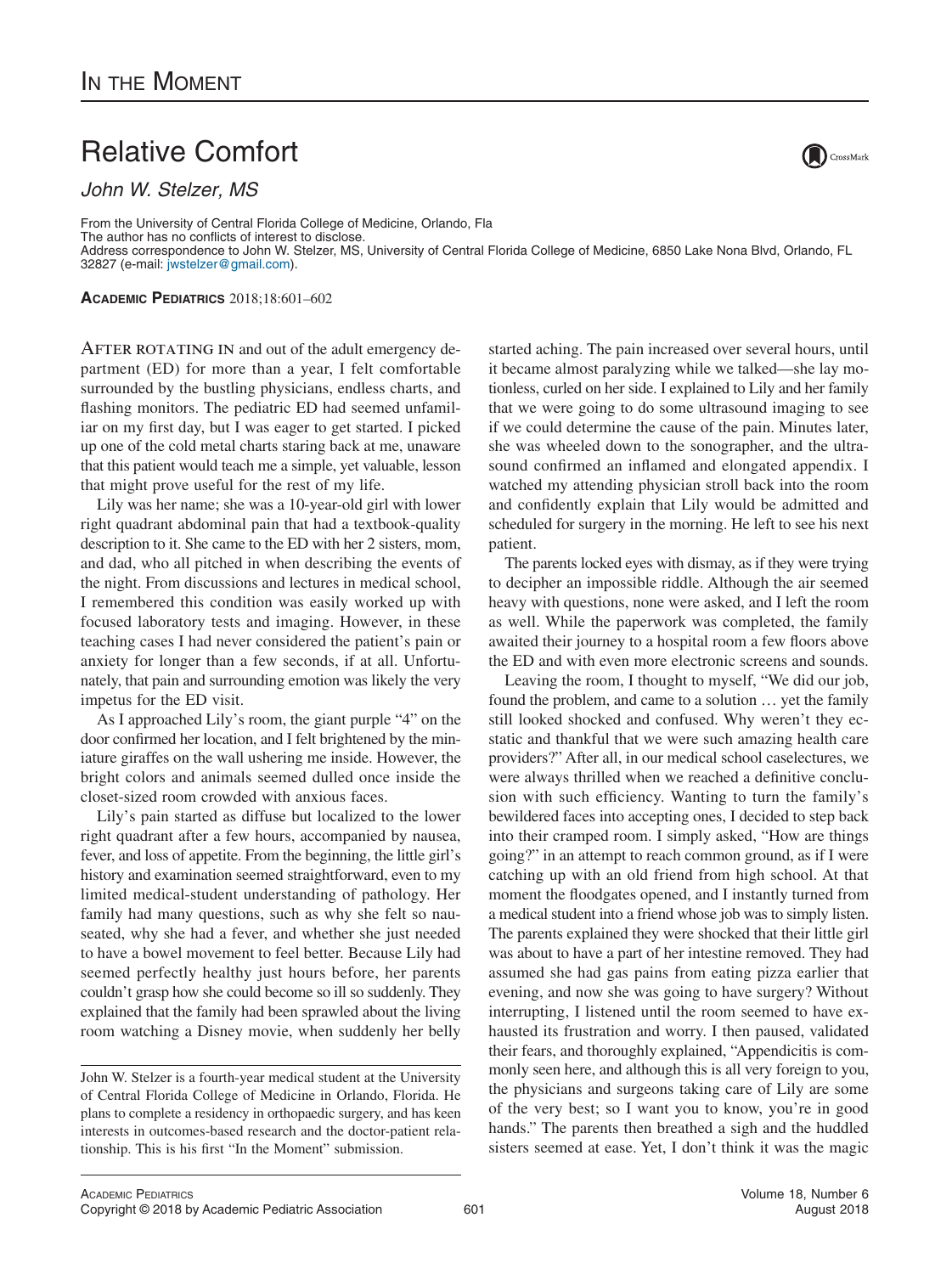# In the Moment

## Relative Comfort

*John W. Stelzer, MS*

From the University of Central Florida College of Medicine, Orlando, Fla
The author has no conflicts of interest to disclose.
Address correspondence to John W. Stelzer, MS, University of Central Florida College of Medicine, 6850 Lake Nona Blvd, Orlando, FL 32827 (e-mail: jwstelzer@gmail.com).

After rotating in and out of the adult emergency department (ED) for more than a year, I felt comfortable surrounded by the bustling physicians, endless charts, and flashing monitors. The pediatric ED had seemed unfamiliar on my first day, but I was eager to get started. I picked up one of the cold metal charts staring back at me, unaware that this patient would teach me a simple, yet valuable, lesson that might prove useful for the rest of my life.

Lily was her name; she was a 10-year-old girl with lower right quadrant abdominal pain that had a textbook-quality description to it. She came to the ED with her 2 sisters, mom, and dad, who all pitched in when describing the events of the night. From discussions and lectures in medical school, I remembered this condition was easily worked up with focused laboratory tests and imaging. However, in these teaching cases I had never considered the patient's pain or anxiety for longer than a few seconds, if at all. Unfortunately, that pain and surrounding emotion was likely the very impetus for the ED visit.

As I approached Lily's room, the giant purple "4" on the door confirmed her location, and I felt brightened by the miniature giraffes on the wall ushering me inside. However, the bright colors and animals seemed dulled once inside the closet-sized room crowded with anxious faces.

Lily's pain started as diffuse but localized to the lower right quadrant after a few hours, accompanied by nausea, fever, and loss of appetite. From the beginning, the little girl's history and examination seemed straightforward, even to my limited medical-student understanding of pathology. Her family had many questions, such as why she felt so nauseated, why she had a fever, and whether she just needed to have a bowel movement to feel better. Because Lily had seemed perfectly healthy just hours before, her parents couldn't grasp how she could become so ill so suddenly. They explained that the family had been sprawled about the living room watching a Disney movie, when suddenly her belly started aching. The pain increased over several hours, until it became almost paralyzing while we talked—she lay motionless, curled on her side. I explained to Lily and her family that we were going to do some ultrasound imaging to see if we could determine the cause of the pain. Minutes later, she was wheeled down to the sonographer, and the ultrasound confirmed an inflamed and elongated appendix. I watched my attending physician stroll back into the room and confidently explain that Lily would be admitted and scheduled for surgery in the morning. He left to see his next patient.

The parents locked eyes with dismay, as if they were trying to decipher an impossible riddle. Although the air seemed heavy with questions, none were asked, and I left the room as well. While the paperwork was completed, the family awaited their journey to a hospital room a few floors above the ED and with even more electronic screens and sounds.

Leaving the room, I thought to myself, "We did our job, found the problem, and came to a solution … yet the family still looked shocked and confused. Why weren't they ecstatic and thankful that we were such amazing health care providers?" After all, in our medical school caselectures, we were always thrilled when we reached a definitive conclusion with such efficiency. Wanting to turn the family's bewildered faces into accepting ones, I decided to step back into their cramped room. I simply asked, "How are things going?" in an attempt to reach common ground, as if I were catching up with an old friend from high school. At that moment the floodgates opened, and I instantly turned from a medical student into a friend whose job was to simply listen. The parents explained they were shocked that their little girl was about to have a part of her intestine removed. They had assumed she had gas pains from eating pizza earlier that evening, and now she was going to have surgery? Without interrupting, I listened until the room seemed to have exhausted its frustration and worry. I then paused, validated their fears, and thoroughly explained, "Appendicitis is commonly seen here, and although this is all very foreign to you, the physicians and surgeons taking care of Lily are some of the very best; so I want you to know, you're in good hands." The parents then breathed a sigh and the huddled sisters seemed at ease. Yet, I don't think it was the magic

---

John W. Stelzer is a fourth-year medical student at the University of Central Florida College of Medicine in Orlando, Florida. He plans to complete a residency in orthopaedic surgery, and has keen interests in outcomes-based research and the doctor-patient relationship. This is his first "In the Moment" submission.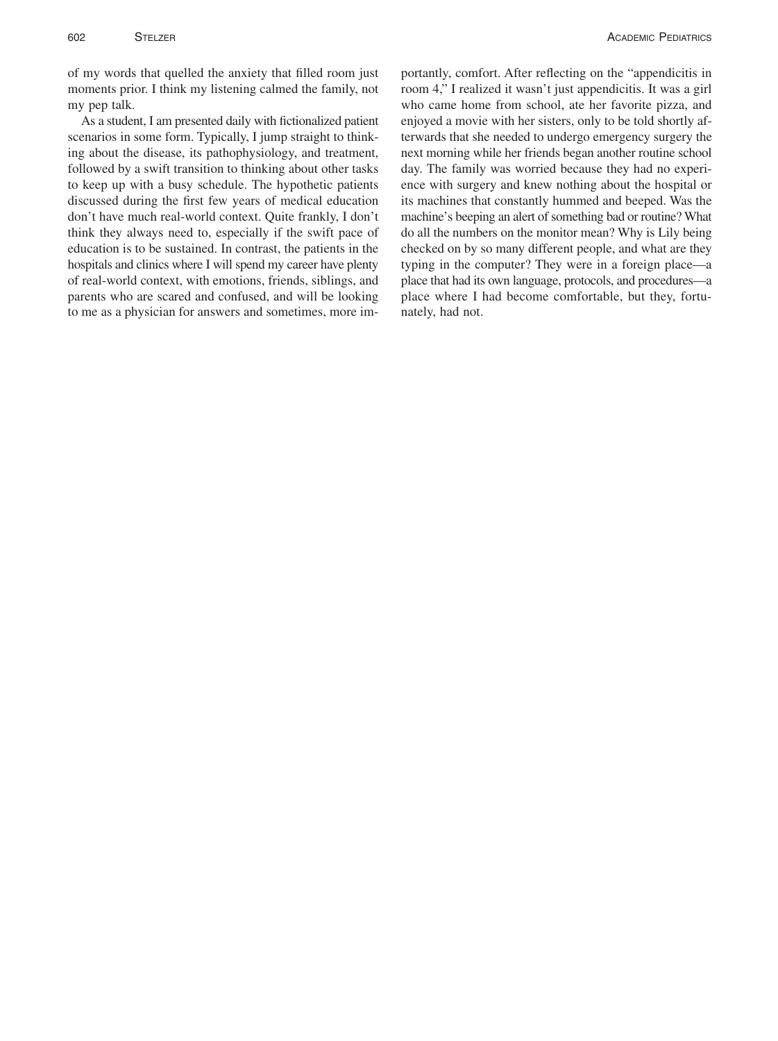of my words that quelled the anxiety that filled room just moments prior. I think my listening calmed the family, not my pep talk.

As a student, I am presented daily with fictionalized patient scenarios in some form. Typically, I jump straight to thinking about the disease, its pathophysiology, and treatment, followed by a swift transition to thinking about other tasks to keep up with a busy schedule. The hypothetic patients discussed during the first few years of medical education don't have much real-world context. Quite frankly, I don't think they always need to, especially if the swift pace of education is to be sustained. In contrast, the patients in the hospitals and clinics where I will spend my career have plenty of real-world context, with emotions, friends, siblings, and parents who are scared and confused, and will be looking to me as a physician for answers and sometimes, more importantly, comfort. After reflecting on the "appendicitis in room 4," I realized it wasn't just appendicitis. It was a girl who came home from school, ate her favorite pizza, and enjoyed a movie with her sisters, only to be told shortly afterwards that she needed to undergo emergency surgery the next morning while her friends began another routine school day. The family was worried because they had no experience with surgery and knew nothing about the hospital or its machines that constantly hummed and beeped. Was the machine's beeping an alert of something bad or routine? What do all the numbers on the monitor mean? Why is Lily being checked on by so many different people, and what are they typing in the computer? They were in a foreign place—a place that had its own language, protocols, and procedures—a place where I had become comfortable, but they, fortunately, had not.